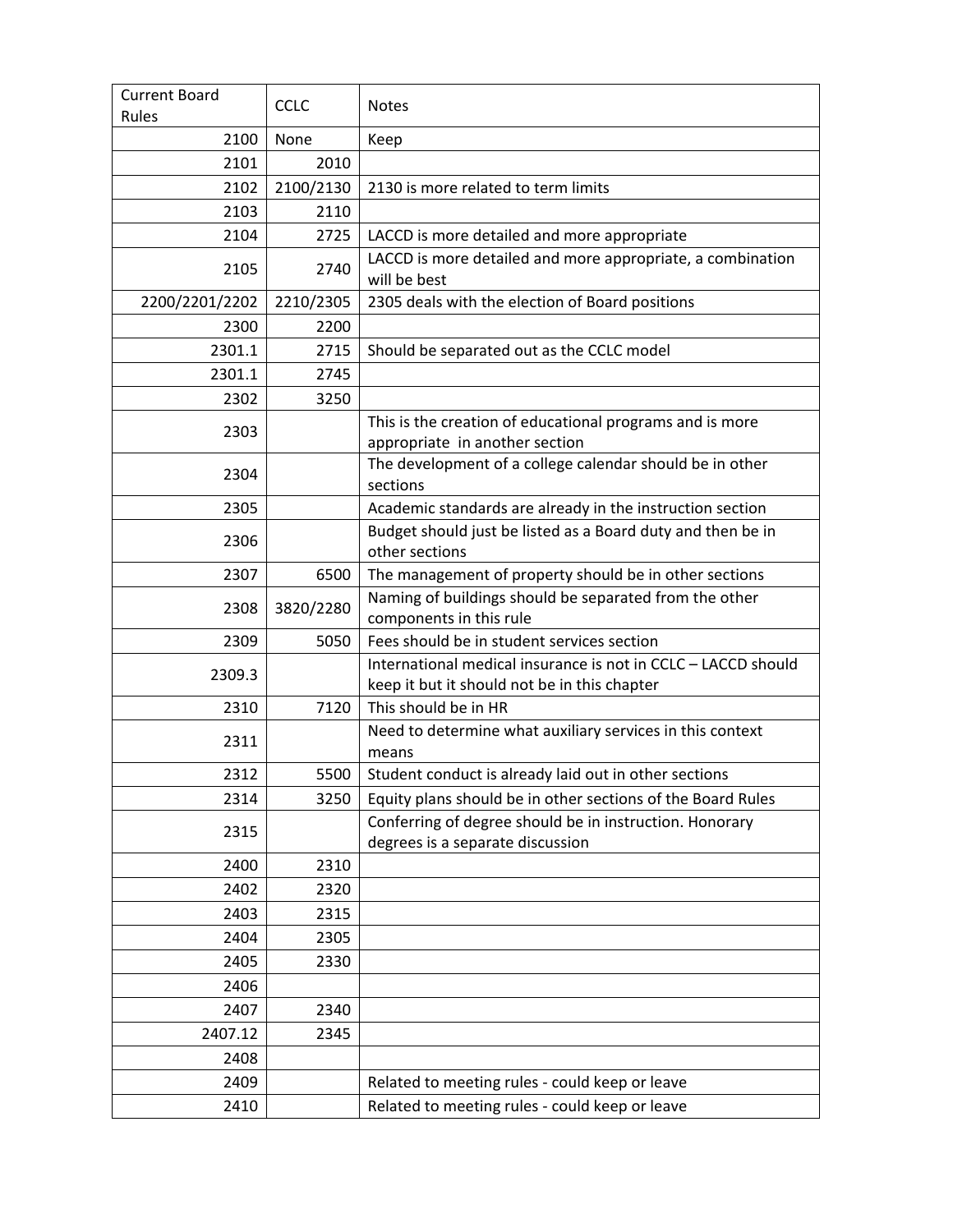| Current Board Rules | CCLC | Notes |
|---|---|---|
| 2100 | None | Keep |
| 2101 | 2010 | |
| 2102 | 2100/2130 | 2130 is more related to term limits |
| 2103 | 2110 | |
| 2104 | 2725 | LACCD is more detailed and more appropriate |
| 2105 | 2740 | LACCD is more detailed and more appropriate, a combination will be best |
| 2200/2201/2202 | 2210/2305 | 2305 deals with the election of Board positions |
| 2300 | 2200 | |
| 2301.1 | 2715 | Should be separated out as the CCLC model |
| 2301.1 | 2745 | |
| 2302 | 3250 | |
| 2303 | | This is the creation of educational programs and is more appropriate in another section |
| 2304 | | The development of a college calendar should be in other sections |
| 2305 | | Academic standards are already in the instruction section |
| 2306 | | Budget should just be listed as a Board duty and then be in other sections |
| 2307 | 6500 | The management of property should be in other sections |
| 2308 | 3820/2280 | Naming of buildings should be separated from the other components in this rule |
| 2309 | 5050 | Fees should be in student services section |
| 2309.3 | | International medical insurance is not in CCLC – LACCD should keep it but it should not be in this chapter |
| 2310 | 7120 | This should be in HR |
| 2311 | | Need to determine what auxiliary services in this context means |
| 2312 | 5500 | Student conduct is already laid out in other sections |
| 2314 | 3250 | Equity plans should be in other sections of the Board Rules |
| 2315 | | Conferring of degree should be in instruction. Honorary degrees is a separate discussion |
| 2400 | 2310 | |
| 2402 | 2320 | |
| 2403 | 2315 | |
| 2404 | 2305 | |
| 2405 | 2330 | |
| 2406 | | |
| 2407 | 2340 | |
| 2407.12 | 2345 | |
| 2408 | | |
| 2409 | | Related to meeting rules - could keep or leave |
| 2410 | | Related to meeting rules - could keep or leave |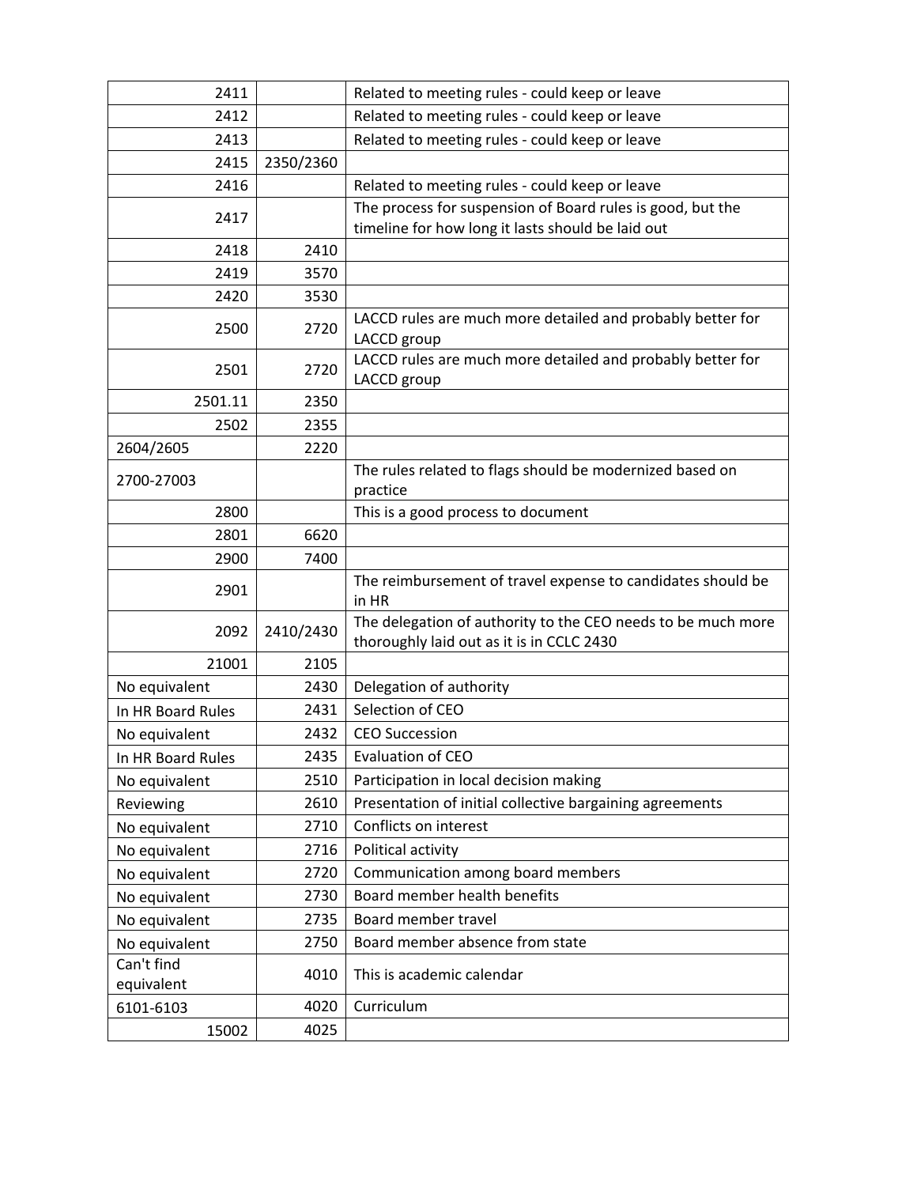| | | |
|---|---|---|
| 2411 | | Related to meeting rules - could keep or leave |
| 2412 | | Related to meeting rules - could keep or leave |
| 2413 | | Related to meeting rules - could keep or leave |
| 2415 | 2350/2360 | |
| 2416 | | Related to meeting rules - could keep or leave |
| 2417 | | The process for suspension of Board rules is good, but the timeline for how long it lasts should be laid out |
| 2418 | 2410 | |
| 2419 | 3570 | |
| 2420 | 3530 | |
| 2500 | 2720 | LACCD rules are much more detailed and probably better for LACCD group |
| 2501 | 2720 | LACCD rules are much more detailed and probably better for LACCD group |
| 2501.11 | 2350 | |
| 2502 | 2355 | |
| 2604/2605 | 2220 | |
| 2700-27003 | | The rules related to flags should be modernized based on practice |
| 2800 | | This is a good process to document |
| 2801 | 6620 | |
| 2900 | 7400 | |
| 2901 | | The reimbursement of travel expense to candidates should be in HR |
| 2092 | 2410/2430 | The delegation of authority to the CEO needs to be much more thoroughly laid out as it is in CCLC 2430 |
| 21001 | 2105 | |
| No equivalent | 2430 | Delegation of authority |
| In HR Board Rules | 2431 | Selection of CEO |
| No equivalent | 2432 | CEO Succession |
| In HR Board Rules | 2435 | Evaluation of CEO |
| No equivalent | 2510 | Participation in local decision making |
| Reviewing | 2610 | Presentation of initial collective bargaining agreements |
| No equivalent | 2710 | Conflicts on interest |
| No equivalent | 2716 | Political activity |
| No equivalent | 2720 | Communication among board members |
| No equivalent | 2730 | Board member health benefits |
| No equivalent | 2735 | Board member travel |
| No equivalent | 2750 | Board member absence from state |
| Can't find equivalent | 4010 | This is academic calendar |
| 6101-6103 | 4020 | Curriculum |
| 15002 | 4025 | |